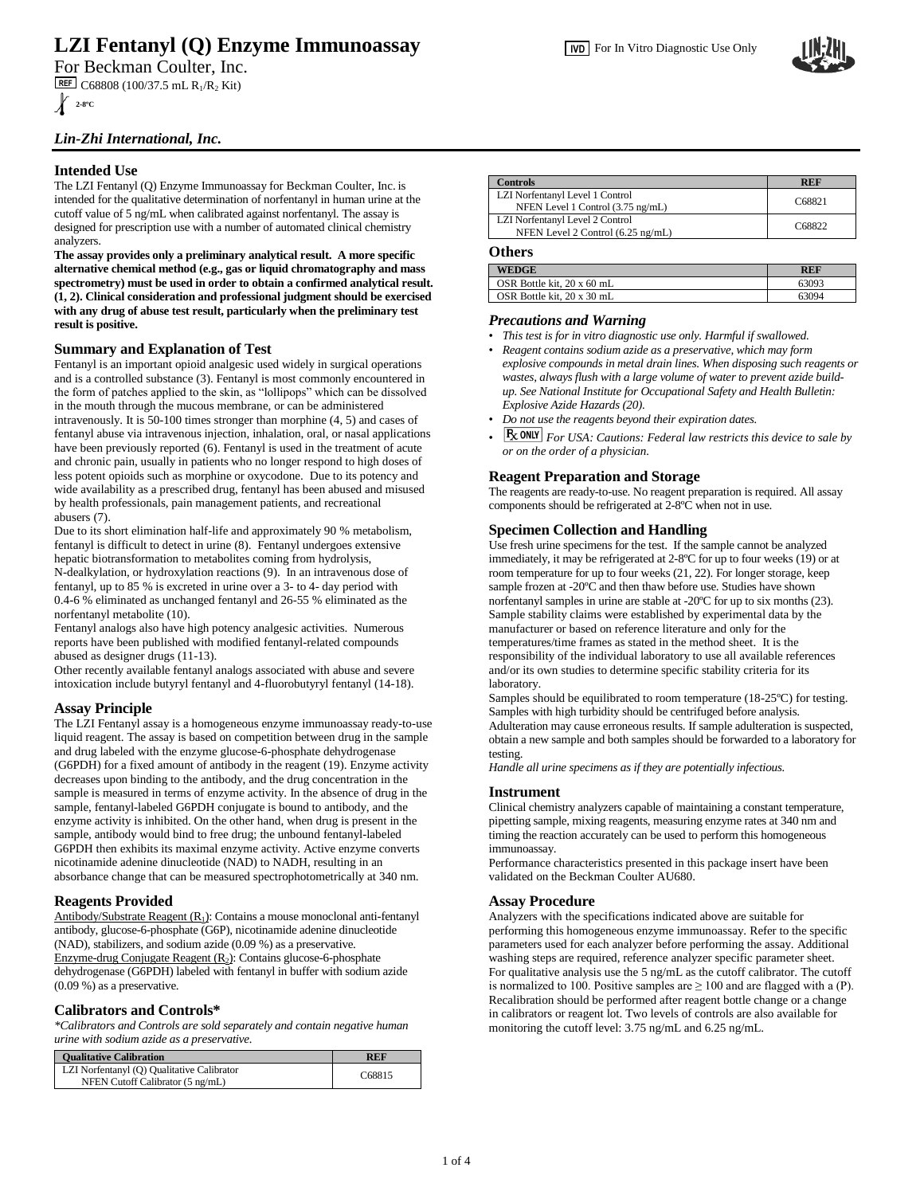# LZI Fentanyl (Q) Enzyme Immunoassay

IVD For In Vitro Diagnostic Use Only

For Beckman Coulter, Inc.

REF C68808 (100/37.5 mL $R_1$/$R_2$ Kit)

2-8ºC

*Lin-Zhi International, Inc.*

## Intended Use

The LZI Fentanyl (Q) Enzyme Immunoassay for Beckman Coulter, Inc. is intended for the qualitative determination of norfentanyl in human urine at the cutoff value of 5 ng/mL when calibrated against norfentanyl. The assay is designed for prescription use with a number of automated clinical chemistry analyzers.

**The assay provides only a preliminary analytical result. A more specific alternative chemical method (e.g., gas or liquid chromatography and mass spectrometry) must be used in order to obtain a confirmed analytical result. (1, 2). Clinical consideration and professional judgment should be exercised with any drug of abuse test result, particularly when the preliminary test result is positive.**

## Summary and Explanation of Test

Fentanyl is an important opioid analgesic used widely in surgical operations and is a controlled substance (3). Fentanyl is most commonly encountered in the form of patches applied to the skin, as "lollipops" which can be dissolved in the mouth through the mucous membrane, or can be administered intravenously. It is 50-100 times stronger than morphine (4, 5) and cases of fentanyl abuse via intravenous injection, inhalation, oral, or nasal applications have been previously reported (6). Fentanyl is used in the treatment of acute and chronic pain, usually in patients who no longer respond to high doses of less potent opioids such as morphine or oxycodone. Due to its potency and wide availability as a prescribed drug, fentanyl has been abused and misused by health professionals, pain management patients, and recreational abusers (7).

Due to its short elimination half-life and approximately 90 % metabolism, fentanyl is difficult to detect in urine (8). Fentanyl undergoes extensive hepatic biotransformation to metabolites coming from hydrolysis, N-dealkylation, or hydroxylation reactions (9). In an intravenous dose of fentanyl, up to 85 % is excreted in urine over a 3- to 4- day period with 0.4-6 % eliminated as unchanged fentanyl and 26-55 % eliminated as the norfentanyl metabolite (10).

Fentanyl analogs also have high potency analgesic activities. Numerous reports have been published with modified fentanyl-related compounds abused as designer drugs (11-13).

Other recently available fentanyl analogs associated with abuse and severe intoxication include butyryl fentanyl and 4-fluorobutyryl fentanyl (14-18).

## Assay Principle

The LZI Fentanyl assay is a homogeneous enzyme immunoassay ready-to-use liquid reagent. The assay is based on competition between drug in the sample and drug labeled with the enzyme glucose-6-phosphate dehydrogenase (G6PDH) for a fixed amount of antibody in the reagent (19). Enzyme activity decreases upon binding to the antibody, and the drug concentration in the sample is measured in terms of enzyme activity. In the absence of drug in the sample, fentanyl-labeled G6PDH conjugate is bound to antibody, and the enzyme activity is inhibited. On the other hand, when drug is present in the sample, antibody would bind to free drug; the unbound fentanyl-labeled G6PDH then exhibits its maximal enzyme activity. Active enzyme converts nicotinamide adenine dinucleotide (NAD) to NADH, resulting in an absorbance change that can be measured spectrophotometrically at 340 nm.

## Reagents Provided

Antibody/Substrate Reagent ($R_1$): Contains a mouse monoclonal anti-fentanyl antibody, glucose-6-phosphate (G6P), nicotinamide adenine dinucleotide (NAD), stabilizers, and sodium azide (0.09 %) as a preservative.

Enzyme-drug Conjugate Reagent ($R_2$): Contains glucose-6-phosphate dehydrogenase (G6PDH) labeled with fentanyl in buffer with sodium azide (0.09 %) as a preservative.

## Calibrators and Controls*

*\*Calibrators and Controls are sold separately and contain negative human urine with sodium azide as a preservative.*

| Qualitative Calibration | REF |
|---|---|
| LZI Norfentanyl (Q) Qualitative Calibrator<br>NFEN Cutoff Calibrator (5 ng/mL) | C68815 |

| Controls | REF |
|---|---|
| LZI Norfentanyl Level 1 Control<br>NFEN Level 1 Control (3.75 ng/mL) | C68821 |
| LZI Norfentanyl Level 2 Control<br>NFEN Level 2 Control (6.25 ng/mL) | C68822 |

## Others

| WEDGE | REF |
|---|---|
| OSR Bottle kit, 20 x 60 mL | 63093 |
| OSR Bottle kit, 20 x 30 mL | 63094 |

## *Precautions and Warning*

- *This test is for in vitro diagnostic use only. Harmful if swallowed.*
- *Reagent contains sodium azide as a preservative, which may form explosive compounds in metal drain lines. When disposing such reagents or wastes, always flush with a large volume of water to prevent azide build-up. See National Institute for Occupational Safety and Health Bulletin: Explosive Azide Hazards (20).*
- *Do not use the reagents beyond their expiration dates.*
- Rx ONLY *For USA: Cautions: Federal law restricts this device to sale by or on the order of a physician.*

## Reagent Preparation and Storage

The reagents are ready-to-use. No reagent preparation is required. All assay components should be refrigerated at 2-8ºC when not in use.

## Specimen Collection and Handling

Use fresh urine specimens for the test. If the sample cannot be analyzed immediately, it may be refrigerated at 2-8ºC for up to four weeks (19) or at room temperature for up to four weeks (21, 22). For longer storage, keep sample frozen at -20ºC and then thaw before use. Studies have shown norfentanyl samples in urine are stable at -20ºC for up to six months (23). Sample stability claims were established by experimental data by the manufacturer or based on reference literature and only for the temperatures/time frames as stated in the method sheet. It is the responsibility of the individual laboratory to use all available references and/or its own studies to determine specific stability criteria for its laboratory.

Samples should be equilibrated to room temperature (18-25ºC) for testing. Samples with high turbidity should be centrifuged before analysis. Adulteration may cause erroneous results. If sample adulteration is suspected, obtain a new sample and both samples should be forwarded to a laboratory for testing.

*Handle all urine specimens as if they are potentially infectious.*

## Instrument

Clinical chemistry analyzers capable of maintaining a constant temperature, pipetting sample, mixing reagents, measuring enzyme rates at 340 nm and timing the reaction accurately can be used to perform this homogeneous immunoassay.

Performance characteristics presented in this package insert have been validated on the Beckman Coulter AU680.

## Assay Procedure

Analyzers with the specifications indicated above are suitable for performing this homogeneous enzyme immunoassay. Refer to the specific parameters used for each analyzer before performing the assay. Additional washing steps are required, reference analyzer specific parameter sheet. For qualitative analysis use the 5 ng/mL as the cutoff calibrator. The cutoff is normalized to 100. Positive samples are ≥ 100 and are flagged with a (P). Recalibration should be performed after reagent bottle change or a change in calibrators or reagent lot. Two levels of controls are also available for monitoring the cutoff level: 3.75 ng/mL and 6.25 ng/mL.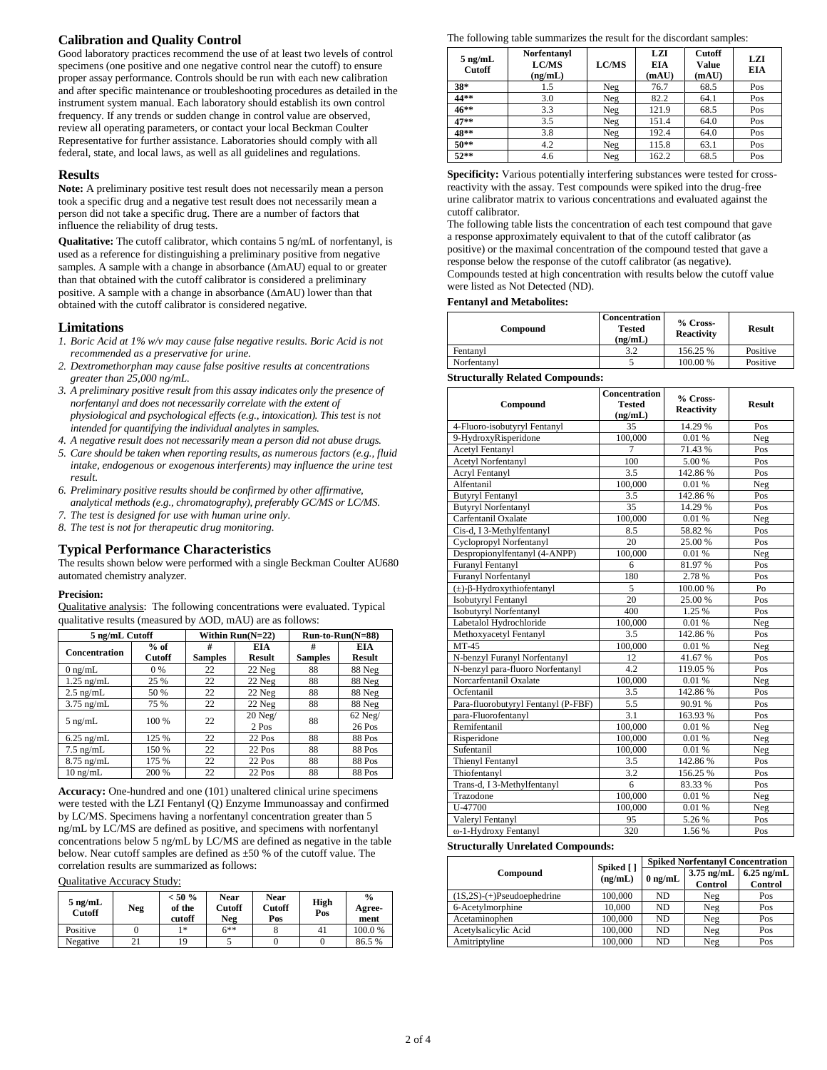## Calibration and Quality Control

Good laboratory practices recommend the use of at least two levels of control specimens (one positive and one negative control near the cutoff) to ensure proper assay performance. Controls should be run with each new calibration and after specific maintenance or troubleshooting procedures as detailed in the instrument system manual. Each laboratory should establish its own control frequency. If any trends or sudden change in control value are observed, review all operating parameters, or contact your local Beckman Coulter Representative for further assistance. Laboratories should comply with all federal, state, and local laws, as well as all guidelines and regulations.

## Results

**Note:** A preliminary positive test result does not necessarily mean a person took a specific drug and a negative test result does not necessarily mean a person did not take a specific drug. There are a number of factors that influence the reliability of drug tests.

**Qualitative:** The cutoff calibrator, which contains 5 ng/mL of norfentanyl, is used as a reference for distinguishing a preliminary positive from negative samples. A sample with a change in absorbance (ΔmAU) equal to or greater than that obtained with the cutoff calibrator is considered a preliminary positive. A sample with a change in absorbance (ΔmAU) lower than that obtained with the cutoff calibrator is considered negative.

## Limitations

1. *Boric Acid at 1% w/v may cause false negative results. Boric Acid is not recommended as a preservative for urine.*
2. *Dextromethorphan may cause false positive results at concentrations greater than 25,000 ng/mL.*
3. *A preliminary positive result from this assay indicates only the presence of norfentanyl and does not necessarily correlate with the extent of physiological and psychological effects (e.g., intoxication). This test is not intended for quantifying the individual analytes in samples.*
4. *A negative result does not necessarily mean a person did not abuse drugs.*
5. *Care should be taken when reporting results, as numerous factors (e.g., fluid intake, endogenous or exogenous interferents) may influence the urine test result.*
6. *Preliminary positive results should be confirmed by other affirmative, analytical methods (e.g., chromatography), preferably GC/MS or LC/MS.*
7. *The test is designed for use with human urine only.*
8. *The test is not for therapeutic drug monitoring.*

## Typical Performance Characteristics

The results shown below were performed with a single Beckman Coulter AU680 automated chemistry analyzer.

**Precision:**

Qualitative analysis: The following concentrations were evaluated. Typical qualitative results (measured by ΔOD, mAU) are as follows:

| 5 ng/mL Cutoff | | Within Run(N=22) | | Run-to-Run(N=88) | |
|---|---|---|---|---|---|
| Concentration | % of Cutoff | # Samples | EIA Result | # Samples | EIA Result |
| 0 ng/mL | 0 % | 22 | 22 Neg | 88 | 88 Neg |
| 1.25 ng/mL | 25 % | 22 | 22 Neg | 88 | 88 Neg |
| 2.5 ng/mL | 50 % | 22 | 22 Neg | 88 | 88 Neg |
| 3.75 ng/mL | 75 % | 22 | 22 Neg | 88 | 88 Neg |
| 5 ng/mL | 100 % | 22 | 20 Neg/ 2 Pos | 88 | 62 Neg/ 26 Pos |
| 6.25 ng/mL | 125 % | 22 | 22 Pos | 88 | 88 Pos |
| 7.5 ng/mL | 150 % | 22 | 22 Pos | 88 | 88 Pos |
| 8.75 ng/mL | 175 % | 22 | 22 Pos | 88 | 88 Pos |
| 10 ng/mL | 200 % | 22 | 22 Pos | 88 | 88 Pos |

**Accuracy:** One-hundred and one (101) unaltered clinical urine specimens were tested with the LZI Fentanyl (Q) Enzyme Immunoassay and confirmed by LC/MS. Specimens having a norfentanyl concentration greater than 5 ng/mL by LC/MS are defined as positive, and specimens with norfentanyl concentrations below 5 ng/mL by LC/MS are defined as negative in the table below. Near cutoff samples are defined as ±50 % of the cutoff value. The correlation results are summarized as follows:

Qualitative Accuracy Study:

| 5 ng/mL Cutoff | Neg | < 50 % of the cutoff | Near Cutoff Neg | Near Cutoff Pos | High Pos | % Agree-ment |
|---|---|---|---|---|---|---|
| Positive | 0 | 1* | 6** | 8 | 41 | 100.0 % |
| Negative | 21 | 19 | 5 | 0 | 0 | 86.5 % |

The following table summarizes the result for the discordant samples:

| 5 ng/mL Cutoff | Norfentanyl LC/MS (ng/mL) | LC/MS | LZI EIA (mAU) | Cutoff Value (mAU) | LZI EIA |
|---|---|---|---|---|---|
| 38* | 1.5 | Neg | 76.7 | 68.5 | Pos |
| 44** | 3.0 | Neg | 82.2 | 64.1 | Pos |
| 46** | 3.3 | Neg | 121.9 | 68.5 | Pos |
| 47** | 3.5 | Neg | 151.4 | 64.0 | Pos |
| 48** | 3.8 | Neg | 192.4 | 64.0 | Pos |
| 50** | 4.2 | Neg | 115.8 | 63.1 | Pos |
| 52** | 4.6 | Neg | 162.2 | 68.5 | Pos |

**Specificity:** Various potentially interfering substances were tested for cross-reactivity with the assay. Test compounds were spiked into the drug-free urine calibrator matrix to various concentrations and evaluated against the cutoff calibrator.

The following table lists the concentration of each test compound that gave a response approximately equivalent to that of the cutoff calibrator (as positive) or the maximal concentration of the compound tested that gave a response below the response of the cutoff calibrator (as negative). Compounds tested at high concentration with results below the cutoff value were listed as Not Detected (ND).

**Fentanyl and Metabolites:**

| Compound | Concentration Tested (ng/mL) | % Cross-Reactivity | Result |
|---|---|---|---|
| Fentanyl | 3.2 | 156.25 % | Positive |
| Norfentanyl | 5 | 100.00 % | Positive |

**Structurally Related Compounds:**

| Compound | Concentration Tested (ng/mL) | % Cross-Reactivity | Result |
|---|---|---|---|
| 4-Fluoro-isobutyryl Fentanyl | 35 | 14.29 % | Pos |
| 9-HydroxyRisperidone | 100,000 | 0.01 % | Neg |
| Acetyl Fentanyl | 7 | 71.43 % | Pos |
| Acetyl Norfentanyl | 100 | 5.00 % | Pos |
| Acryl Fentanyl | 3.5 | 142.86 % | Pos |
| Alfentanil | 100,000 | 0.01 % | Neg |
| Butyryl Fentanyl | 3.5 | 142.86 % | Pos |
| Butyryl Norfentanyl | 35 | 14.29 % | Pos |
| Carfentanil Oxalate | 100,000 | 0.01 % | Neg |
| Cis-d, l 3-Methylfentanyl | 8.5 | 58.82 % | Pos |
| Cyclopropyl Norfentanyl | 20 | 25.00 % | Pos |
| Despropionylfentanyl (4-ANPP) | 100,000 | 0.01 % | Neg |
| Furanyl Fentanyl | 6 | 81.97 % | Pos |
| Furanyl Norfentanyl | 180 | 2.78 % | Pos |
| (±)-β-Hydroxythiofentanyl | 5 | 100.00 % | Po |
| Isobutyryl Fentanyl | 20 | 25.00 % | Pos |
| Isobutyryl Norfentanyl | 400 | 1.25 % | Pos |
| Labetalol Hydrochloride | 100,000 | 0.01 % | Neg |
| Methoxyacetyl Fentanyl | 3.5 | 142.86 % | Pos |
| MT-45 | 100,000 | 0.01 % | Neg |
| N-benzyl Furanyl Norfentanyl | 12 | 41.67 % | Pos |
| N-benzyl para-fluoro Norfentanyl | 4.2 | 119.05 % | Pos |
| Norcarfentanil Oxalate | 100,000 | 0.01 % | Neg |
| Ocfentanil | 3.5 | 142.86 % | Pos |
| Para-fluorobutyryl Fentanyl (P-FBF) | 5.5 | 90.91 % | Pos |
| para-Fluorofentanyl | 3.1 | 163.93 % | Pos |
| Remifentanil | 100,000 | 0.01 % | Neg |
| Risperidone | 100,000 | 0.01 % | Neg |
| Sufentanil | 100,000 | 0.01 % | Neg |
| Thienyl Fentanyl | 3.5 | 142.86 % | Pos |
| Thiofentanyl | 3.2 | 156.25 % | Pos |
| Trans-d, l 3-Methylfentanyl | 6 | 83.33 % | Pos |
| Trazodone | 100,000 | 0.01 % | Neg |
| U-47700 | 100,000 | 0.01 % | Neg |
| Valeryl Fentanyl | 95 | 5.26 % | Pos |
| ω-1-Hydroxy Fentanyl | 320 | 1.56 % | Pos |

**Structurally Unrelated Compounds:**

| Compound | Spiked [ ] (ng/mL) | Spiked Norfentanyl Concentration | | |
|---|---|---|---|---|
| | | 0 ng/mL | 3.75 ng/mL Control | 6.25 ng/mL Control |
| (1S,2S)-(+)Pseudoephedrine | 100,000 | ND | Neg | Pos |
| 6-Acetylmorphine | 10,000 | ND | Neg | Pos |
| Acetaminophen | 100,000 | ND | Neg | Pos |
| Acetylsalicylic Acid | 100,000 | ND | Neg | Pos |
| Amitriptyline | 100,000 | ND | Neg | Pos |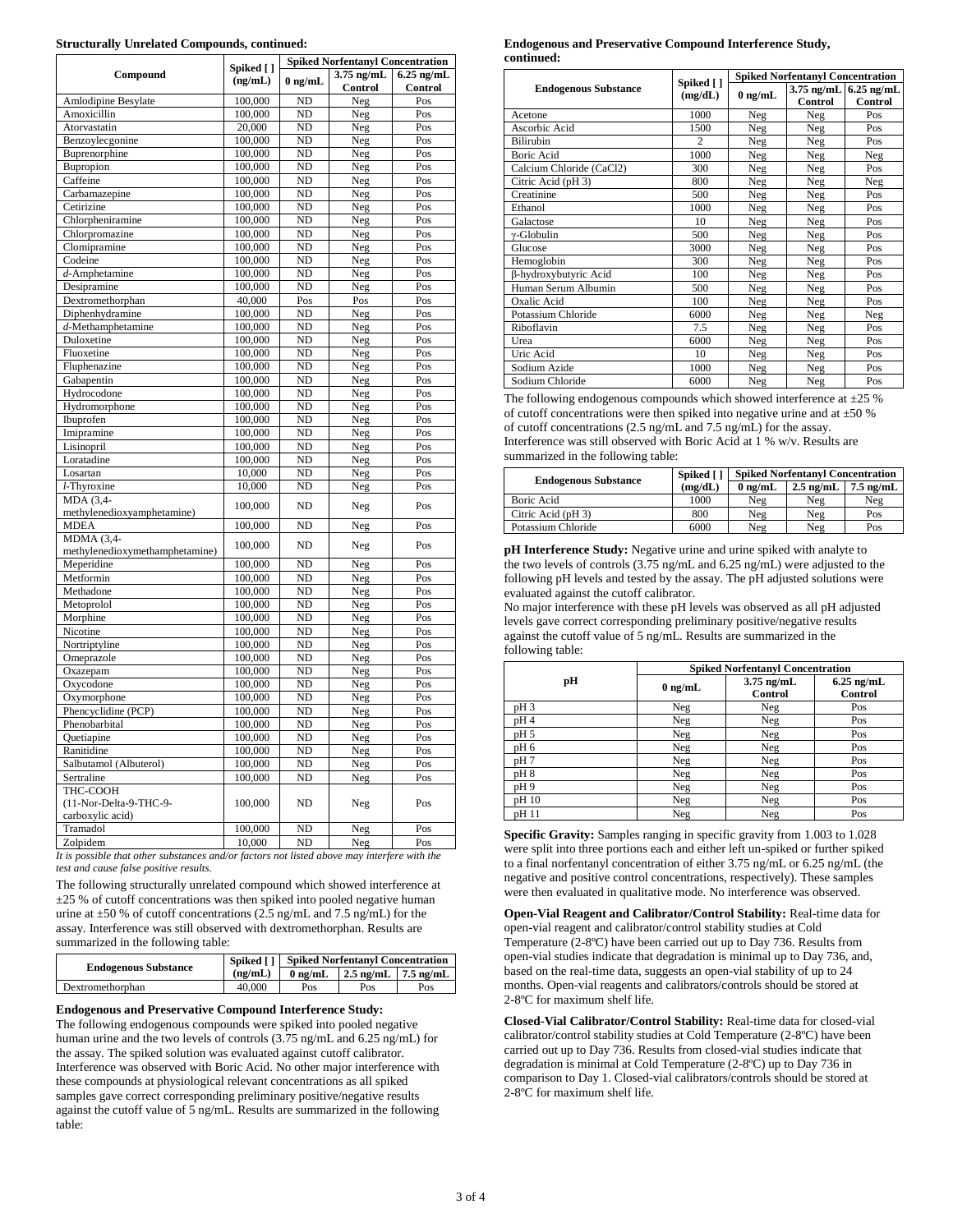**Structurally Unrelated Compounds, continued:**

| Compound | Spiked [ ] (ng/mL) | Spiked Norfentanyl Concentration | | |
|---|---|---|---|---|
| | | 0 ng/mL | 3.75 ng/mL Control | 6.25 ng/mL Control |
| Amlodipine Besylate | 100,000 | ND | Neg | Pos |
| Amoxicillin | 100,000 | ND | Neg | Pos |
| Atorvastatin | 20,000 | ND | Neg | Pos |
| Benzoylecgonine | 100,000 | ND | Neg | Pos |
| Buprenorphine | 100,000 | ND | Neg | Pos |
| Bupropion | 100,000 | ND | Neg | Pos |
| Caffeine | 100,000 | ND | Neg | Pos |
| Carbamazepine | 100,000 | ND | Neg | Pos |
| Cetirizine | 100,000 | ND | Neg | Pos |
| Chlorpheniramine | 100,000 | ND | Neg | Pos |
| Chlorpromazine | 100,000 | ND | Neg | Pos |
| Clomipramine | 100,000 | ND | Neg | Pos |
| Codeine | 100,000 | ND | Neg | Pos |
| *d*-Amphetamine | 100,000 | ND | Neg | Pos |
| Desipramine | 100,000 | ND | Neg | Pos |
| Dextromethorphan | 40,000 | Pos | Pos | Pos |
| Diphenhydramine | 100,000 | ND | Neg | Pos |
| *d*-Methamphetamine | 100,000 | ND | Neg | Pos |
| Duloxetine | 100,000 | ND | Neg | Pos |
| Fluoxetine | 100,000 | ND | Neg | Pos |
| Fluphenazine | 100,000 | ND | Neg | Pos |
| Gabapentin | 100,000 | ND | Neg | Pos |
| Hydrocodone | 100,000 | ND | Neg | Pos |
| Hydromorphone | 100,000 | ND | Neg | Pos |
| Ibuprofen | 100,000 | ND | Neg | Pos |
| Imipramine | 100,000 | ND | Neg | Pos |
| Lisinopril | 100,000 | ND | Neg | Pos |
| Loratadine | 100,000 | ND | Neg | Pos |
| Losartan | 10,000 | ND | Neg | Pos |
| *l*-Thyroxine | 10,000 | ND | Neg | Pos |
| MDA (3,4-methylenedioxyamphetamine) | 100,000 | ND | Neg | Pos |
| MDEA | 100,000 | ND | Neg | Pos |
| MDMA (3,4-methylenedioxymethamphetamine) | 100,000 | ND | Neg | Pos |
| Meperidine | 100,000 | ND | Neg | Pos |
| Metformin | 100,000 | ND | Neg | Pos |
| Methadone | 100,000 | ND | Neg | Pos |
| Metoprolol | 100,000 | ND | Neg | Pos |
| Morphine | 100,000 | ND | Neg | Pos |
| Nicotine | 100,000 | ND | Neg | Pos |
| Nortriptyline | 100,000 | ND | Neg | Pos |
| Omeprazole | 100,000 | ND | Neg | Pos |
| Oxazepam | 100,000 | ND | Neg | Pos |
| Oxycodone | 100,000 | ND | Neg | Pos |
| Oxymorphone | 100,000 | ND | Neg | Pos |
| Phencyclidine (PCP) | 100,000 | ND | Neg | Pos |
| Phenobarbital | 100,000 | ND | Neg | Pos |
| Quetiapine | 100,000 | ND | Neg | Pos |
| Ranitidine | 100,000 | ND | Neg | Pos |
| Salbutamol (Albuterol) | 100,000 | ND | Neg | Pos |
| Sertraline | 100,000 | ND | Neg | Pos |
| THC-COOH (11-Nor-Delta-9-THC-9-carboxylic acid) | 100,000 | ND | Neg | Pos |
| Tramadol | 100,000 | ND | Neg | Pos |
| Zolpidem | 10,000 | ND | Neg | Pos |

*It is possible that other substances and/or factors not listed above may interfere with the test and cause false positive results.*

The following structurally unrelated compound which showed interference at ±25 % of cutoff concentrations was then spiked into pooled negative human urine at ±50 % of cutoff concentrations (2.5 ng/mL and 7.5 ng/mL) for the assay. Interference was still observed with dextromethorphan. Results are summarized in the following table:

| Endogenous Substance | Spiked [ ] (ng/mL) | Spiked Norfentanyl Concentration | | |
|---|---|---|---|---|
| | | 0 ng/mL | 2.5 ng/mL | 7.5 ng/mL |
| Dextromethorphan | 40,000 | Pos | Pos | Pos |

**Endogenous and Preservative Compound Interference Study:**

The following endogenous compounds were spiked into pooled negative human urine and the two levels of controls (3.75 ng/mL and 6.25 ng/mL) for the assay. The spiked solution was evaluated against cutoff calibrator. Interference was observed with Boric Acid. No other major interference with these compounds at physiological relevant concentrations as all spiked samples gave correct corresponding preliminary positive/negative results against the cutoff value of 5 ng/mL. Results are summarized in the following table:

**Endogenous and Preservative Compound Interference Study, continued:**

| Endogenous Substance | Spiked [ ] (mg/dL) | Spiked Norfentanyl Concentration | | |
|---|---|---|---|---|
| | | 0 ng/mL | 3.75 ng/mL Control | 6.25 ng/mL Control |
| Acetone | 1000 | Neg | Neg | Pos |
| Ascorbic Acid | 1500 | Neg | Neg | Pos |
| Bilirubin | 2 | Neg | Neg | Pos |
| Boric Acid | 1000 | Neg | Neg | Neg |
| Calcium Chloride (CaCl2) | 300 | Neg | Neg | Pos |
| Citric Acid (pH 3) | 800 | Neg | Neg | Neg |
| Creatinine | 500 | Neg | Neg | Pos |
| Ethanol | 1000 | Neg | Neg | Pos |
| Galactose | 10 | Neg | Neg | Pos |
| γ-Globulin | 500 | Neg | Neg | Pos |
| Glucose | 3000 | Neg | Neg | Pos |
| Hemoglobin | 300 | Neg | Neg | Pos |
| β-hydroxybutyric Acid | 100 | Neg | Neg | Pos |
| Human Serum Albumin | 500 | Neg | Neg | Pos |
| Oxalic Acid | 100 | Neg | Neg | Pos |
| Potassium Chloride | 6000 | Neg | Neg | Neg |
| Riboflavin | 7.5 | Neg | Neg | Pos |
| Urea | 6000 | Neg | Neg | Pos |
| Uric Acid | 10 | Neg | Neg | Pos |
| Sodium Azide | 1000 | Neg | Neg | Pos |
| Sodium Chloride | 6000 | Neg | Neg | Pos |

The following endogenous compounds which showed interference at ±25 % of cutoff concentrations were then spiked into negative urine and at ±50 % of cutoff concentrations (2.5 ng/mL and 7.5 ng/mL) for the assay. Interference was still observed with Boric Acid at 1 % w/v. Results are summarized in the following table:

| Endogenous Substance | Spiked [ ] (mg/dL) | Spiked Norfentanyl Concentration | | |
|---|---|---|---|---|
| | | 0 ng/mL | 2.5 ng/mL | 7.5 ng/mL |
| Boric Acid | 1000 | Neg | Neg | Neg |
| Citric Acid (pH 3) | 800 | Neg | Neg | Pos |
| Potassium Chloride | 6000 | Neg | Neg | Pos |

**pH Interference Study:** Negative urine and urine spiked with analyte to the two levels of controls (3.75 ng/mL and 6.25 ng/mL) were adjusted to the following pH levels and tested by the assay. The pH adjusted solutions were evaluated against the cutoff calibrator.

No major interference with these pH levels was observed as all pH adjusted levels gave correct corresponding preliminary positive/negative results against the cutoff value of 5 ng/mL. Results are summarized in the following table:

| pH | Spiked Norfentanyl Concentration | | |
|---|---|---|---|
| | 0 ng/mL | 3.75 ng/mL Control | 6.25 ng/mL Control |
| pH 3 | Neg | Neg | Pos |
| pH 4 | Neg | Neg | Pos |
| pH 5 | Neg | Neg | Pos |
| pH 6 | Neg | Neg | Pos |
| pH 7 | Neg | Neg | Pos |
| pH 8 | Neg | Neg | Pos |
| pH 9 | Neg | Neg | Pos |
| pH 10 | Neg | Neg | Pos |
| pH 11 | Neg | Neg | Pos |

**Specific Gravity:** Samples ranging in specific gravity from 1.003 to 1.028 were split into three portions each and either left un-spiked or further spiked to a final norfentanyl concentration of either 3.75 ng/mL or 6.25 ng/mL (the negative and positive control concentrations, respectively). These samples were then evaluated in qualitative mode. No interference was observed.

**Open-Vial Reagent and Calibrator/Control Stability:** Real-time data for open-vial reagent and calibrator/control stability studies at Cold Temperature (2-8ºC) have been carried out up to Day 736. Results from open-vial studies indicate that degradation is minimal up to Day 736, and, based on the real-time data, suggests an open-vial stability of up to 24 months. Open-vial reagents and calibrators/controls should be stored at 2-8ºC for maximum shelf life.

**Closed-Vial Calibrator/Control Stability:** Real-time data for closed-vial calibrator/control stability studies at Cold Temperature (2-8ºC) have been carried out up to Day 736. Results from closed-vial studies indicate that degradation is minimal at Cold Temperature (2-8ºC) up to Day 736 in comparison to Day 1. Closed-vial calibrators/controls should be stored at 2-8ºC for maximum shelf life.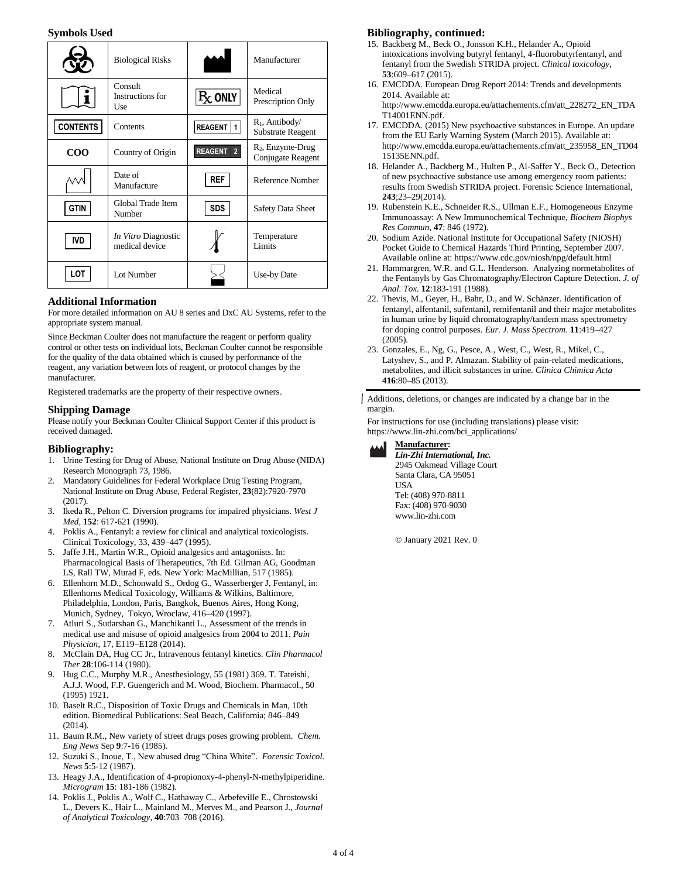## Symbols Used

| | | | |
|---|---|---|---|
| | Biological Risks | | Manufacturer |
| | Consult Instructions for Use | Rx ONLY | Medical Prescription Only |
| CONTENTS | Contents | REAGENT 1 | $R_1$, Antibody/ Substrate Reagent |
| COO | Country of Origin | REAGENT 2 | $R_2$, Enzyme-Drug Conjugate Reagent |
| | Date of Manufacture | REF | Reference Number |
| GTIN | Global Trade Item Number | SDS | Safety Data Sheet |
| IVD | *In Vitro* Diagnostic medical device | | Temperature Limits |
| LOT | Lot Number | | Use-by Date |

### Additional Information

For more detailed information on AU 8 series and DxC AU Systems, refer to the appropriate system manual.

Since Beckman Coulter does not manufacture the reagent or perform quality control or other tests on individual lots, Beckman Coulter cannot be responsible for the quality of the data obtained which is caused by performance of the reagent, any variation between lots of reagent, or protocol changes by the manufacturer.

Registered trademarks are the property of their respective owners.

### Shipping Damage

Please notify your Beckman Coulter Clinical Support Center if this product is received damaged.

### Bibliography:

1. Urine Testing for Drug of Abuse, National Institute on Drug Abuse (NIDA) Research Monograph 73, 1986.
2. Mandatory Guidelines for Federal Workplace Drug Testing Program, National Institute on Drug Abuse, Federal Register, **23**(82):7920-7970 (2017).
3. Ikeda R., Pelton C. Diversion programs for impaired physicians. *West J Med*, **152**: 617-621 (1990).
4. Poklis A., Fentanyl: a review for clinical and analytical toxicologists. Clinical Toxicology, 33, 439–447 (1995).
5. Jaffe J.H., Martin W.R., Opioid analgesics and antagonists. In: Pharrnacological Basis of Therapeutics, 7th Ed. Gilman AG, Goodman LS, Rall TW, Murad F, eds. New York: MacMillian, 517 (1985).
6. Ellenhorn M.D., Schonwald S., Ordog G., Wasserberger J, Fentanyl, in: Ellenhorns Medical Toxicology, Williams & Wilkins, Baltimore, Philadelphia, London, Paris, Bangkok, Buenos Aires, Hong Kong, Munich, Sydney, Tokyo, Wroclaw, 416–420 (1997).
7. Atluri S., Sudarshan G., Manchikanti L., Assessment of the trends in medical use and misuse of opioid analgesics from 2004 to 2011. *Pain Physician*, 17, E119–E128 (2014).
8. McClain DA, Hug CC Jr., Intravenous fentanyl kinetics. *Clin Pharmacol Ther* **28**:106-114 (1980).
9. Hug C.C., Murphy M.R., Anesthesiology, 55 (1981) 369. T. Tateishi, A.J.J. Wood, F.P. Guengerich and M. Wood, Biochem. Pharmacol., 50 (1995) 1921.
10. Baselt R.C., Disposition of Toxic Drugs and Chemicals in Man, 10th edition. Biomedical Publications: Seal Beach, California; 846–849 (2014).
11. Baum R.M., New variety of street drugs poses growing problem. *Chem. Eng News* Sep **9**:7-16 (1985).
12. Suzuki S., Inoue, T., New abused drug "China White". *Forensic Toxicol. News* **5**:5-12 (1987).
13. Heagy J.A., Identification of 4-propionoxy-4-phenyl-N-methylpiperidine. *Micrmedian* **15**: 181-186 (1982).
14. Poklis J., Poklis A., Wolf C., Hathaway C., Arbefeville E., Chrostowski L., Devers K., Hair L., Mainland M., Merves M., and Pearson J., *Journal of Analytical Toxicology*, **40**:703–708 (2016).

### Bibliography, continued:

15. Backberg M., Beck O., Jonsson K.H., Helander A., Opioid intoxications involving butyryl fentanyl, 4-fluorobutyrfentanyl, and fentanyl from the Swedish STRIDA project. *Clinical toxicology*, **53**:609–617 (2015).
16. EMCDDA. European Drug Report 2014: Trends and developments 2014. Available at: http://www.emcdda.europa.eu/attachements.cfm/att_228272_EN_TDAT14001ENN.pdf.
17. EMCDDA. (2015) New psychoactive substances in Europe. An update from the EU Early Warning System (March 2015). Available at: http://www.emcdda.europa.eu/attachements.cfm/att_235958_EN_TD0415135ENN.pdf.
18. Helander A., Backberg M., Hulten P., Al-Saffer Y., Beck O., Detection of new psychoactive substance use among emergency room patients: results from Swedish STRIDA project. Forensic Science International, **243**;23–29(2014).
19. Rubenstein K.E., Schneider R.S., Ullman E.F., Homogeneous Enzyme Immunoassay: A New Immunochemical Technique, *Biochem Biophys Res Commun*, **47**: 846 (1972).
20. Sodium Azide. National Institute for Occupational Safety (NIOSH) Pocket Guide to Chemical Hazards Third Printing, September 2007. Available online at: https://www.cdc.gov/niosh/npg/default.html
21. Hammargren, W.R. and G.L. Henderson. Analyzing normetabolites of the Fentanyls by Gas Chromatography/Electron Capture Detection. *J. of Anal. Tox*. **12**:183-191 (1988).
22. Thevis, M., Geyer, H., Bahr, D., and W. Schänzer. Identification of fentanyl, alfentanil, sufentanil, remifentanil and their major metabolites in human urine by liquid chromatography/tandem mass spectrometry for doping control purposes. *Eur. J. Mass Spectrom*. **11**:419–427 (2005).
23. Gonzales, E., Ng, G., Pesce, A., West, C., West, R., Mikel, C., Latyshev, S., and P. Almazan. Stability of pain-related medications, metabolites, and illicit substances in urine. *Clinica Chimica Acta* **416**:80–85 (2013).

Additions, deletions, or changes are indicated by a change bar in the margin.

For instructions for use (including translations) please visit: https://www.lin-zhi.com/bci_applications/

**Manufacturer:**
***Lin-Zhi International, Inc.***
2945 Oakmead Village Court
Santa Clara, CA 95051
USA
Tel: (408) 970-8811
Fax: (408) 970-9030
www.lin-zhi.com

© January 2021 Rev. 0